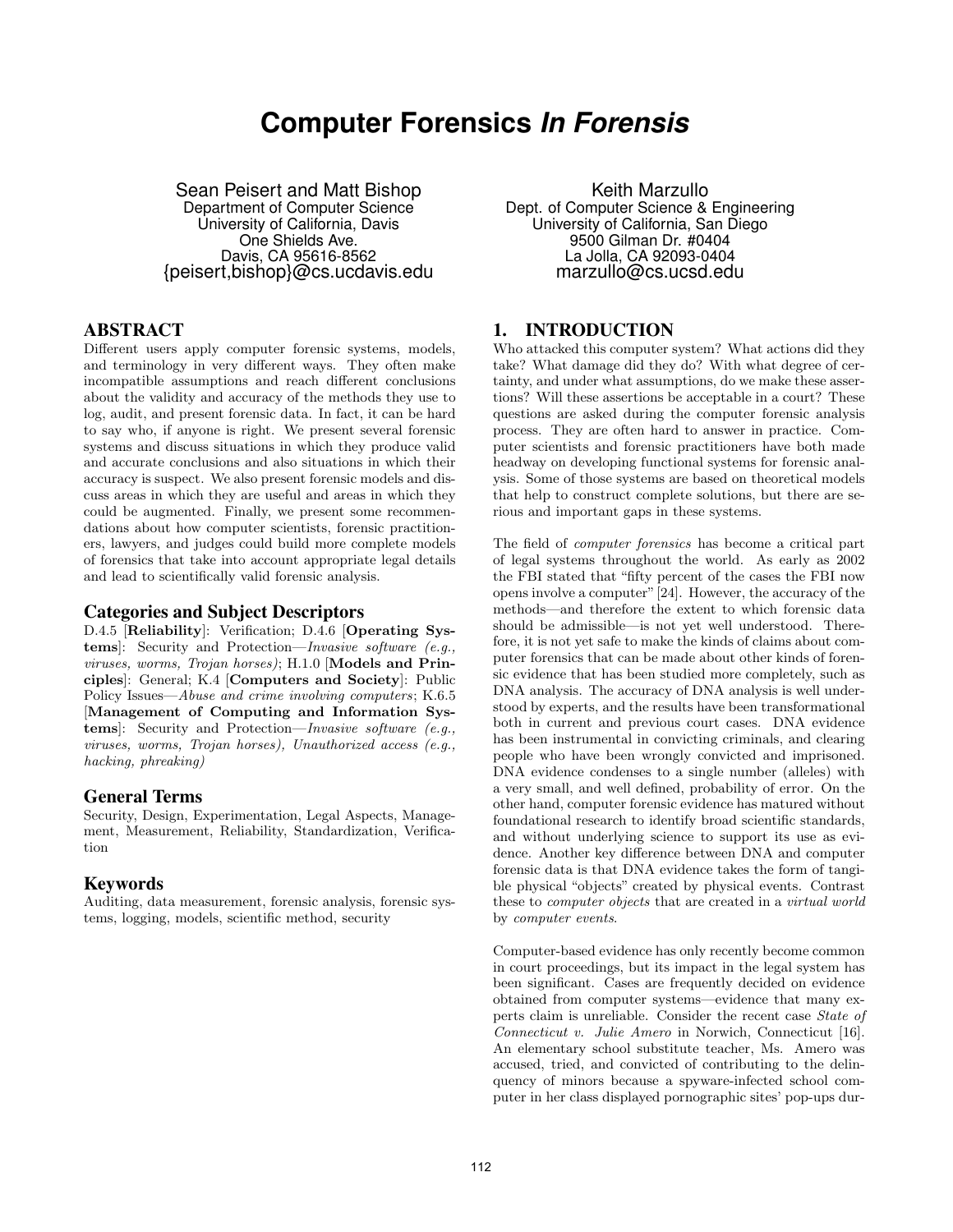# Computer Forensics *In Forensis*

Sean Peisert and Matt Bishop
Department of Computer Science
University of California, Davis
One Shields Ave.
Davis, CA 95616-8562
{peisert,bishop}@cs.ucdavis.edu

Keith Marzullo
Dept. of Computer Science & Engineering
University of California, San Diego
9500 Gilman Dr. #0404
La Jolla, CA 92093-0404
marzullo@cs.ucsd.edu

## ABSTRACT

Different users apply computer forensic systems, models, and terminology in very different ways. They often make incompatible assumptions and reach different conclusions about the validity and accuracy of the methods they use to log, audit, and present forensic data. In fact, it can be hard to say who, if anyone is right. We present several forensic systems and discuss situations in which they produce valid and accurate conclusions and also situations in which their accuracy is suspect. We also present forensic models and discuss areas in which they are useful and areas in which they could be augmented. Finally, we present some recommendations about how computer scientists, forensic practitioners, lawyers, and judges could build more complete models of forensics that take into account appropriate legal details and lead to scientifically valid forensic analysis.

### Categories and Subject Descriptors

D.4.5 [**Reliability**]: Verification; D.4.6 [**Operating Systems**]: Security and Protection—*Invasive software (e.g., viruses, worms, Trojan horses)*; H.1.0 [**Models and Principles**]: General; K.4 [**Computers and Society**]: Public Policy Issues—*Abuse and crime involving computers*; K.6.5 [**Management of Computing and Information Systems**]: Security and Protection—*Invasive software (e.g., viruses, worms, Trojan horses), Unauthorized access (e.g., hacking, phreaking)*

### General Terms

Security, Design, Experimentation, Legal Aspects, Management, Measurement, Reliability, Standardization, Verification

### Keywords

Auditing, data measurement, forensic analysis, forensic systems, logging, models, scientific method, security

## 1. INTRODUCTION

Who attacked this computer system? What actions did they take? What damage did they do? With what degree of certainty, and under what assumptions, do we make these assertions? Will these assertions be acceptable in a court? These questions are asked during the computer forensic analysis process. They are often hard to answer in practice. Computer scientists and forensic practitioners have both made headway on developing functional systems for forensic analysis. Some of those systems are based on theoretical models that help to construct complete solutions, but there are serious and important gaps in these systems.

The field of *computer forensics* has become a critical part of legal systems throughout the world. As early as 2002 the FBI stated that "fifty percent of the cases the FBI now opens involve a computer" [24]. However, the accuracy of the methods—and therefore the extent to which forensic data should be admissible—is not yet well understood. Therefore, it is not yet safe to make the kinds of claims about computer forensics that can be made about other kinds of forensic evidence that has been studied more completely, such as DNA analysis. The accuracy of DNA analysis is well understood by experts, and the results have been transformational both in current and previous court cases. DNA evidence has been instrumental in convicting criminals, and clearing people who have been wrongly convicted and imprisoned. DNA evidence condenses to a single number (alleles) with a very small, and well defined, probability of error. On the other hand, computer forensic evidence has matured without foundational research to identify broad scientific standards, and without underlying science to support its use as evidence. Another key difference between DNA and computer forensic data is that DNA evidence takes the form of tangible physical "objects" created by physical events. Contrast these to *computer objects* that are created in a *virtual world* by *computer events*.

Computer-based evidence has only recently become common in court proceedings, but its impact in the legal system has been significant. Cases are frequently decided on evidence obtained from computer systems—evidence that many experts claim is unreliable. Consider the recent case *State of Connecticut v. Julie Amero* in Norwich, Connecticut [16]. An elementary school substitute teacher, Ms. Amero was accused, tried, and convicted of contributing to the delinquency of minors because a spyware-infected school computer in her class displayed pornographic sites' pop-ups dur-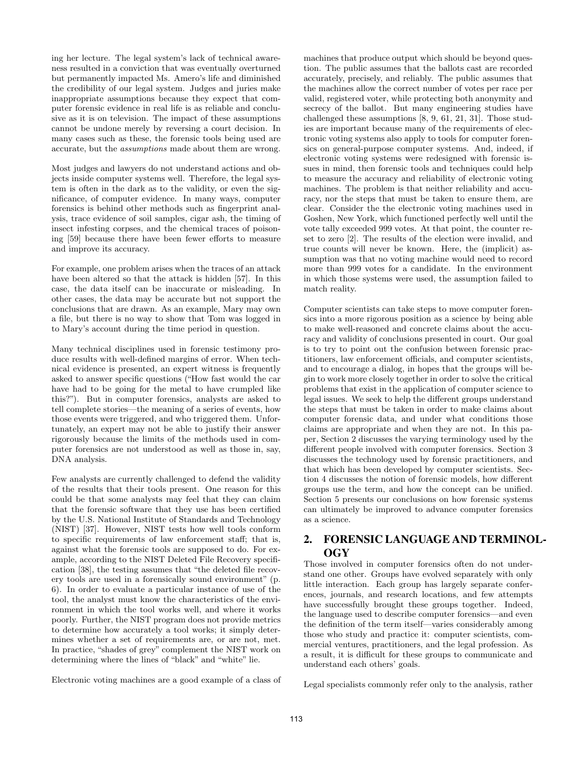ing her lecture. The legal system's lack of technical awareness resulted in a conviction that was eventually overturned but permanently impacted Ms. Amero's life and diminished the credibility of our legal system. Judges and juries make inappropriate assumptions because they expect that computer forensic evidence in real life is as reliable and conclusive as it is on television. The impact of these assumptions cannot be undone merely by reversing a court decision. In many cases such as these, the forensic tools being used are accurate, but the *assumptions* made about them are wrong.

Most judges and lawyers do not understand actions and objects inside computer systems well. Therefore, the legal system is often in the dark as to the validity, or even the significance, of computer evidence. In many ways, computer forensics is behind other methods such as fingerprint analysis, trace evidence of soil samples, cigar ash, the timing of insect infesting corpses, and the chemical traces of poisoning [59] because there have been fewer efforts to measure and improve its accuracy.

For example, one problem arises when the traces of an attack have been altered so that the attack is hidden [57]. In this case, the data itself can be inaccurate or misleading. In other cases, the data may be accurate but not support the conclusions that are drawn. As an example, Mary may own a file, but there is no way to show that Tom was logged in to Mary's account during the time period in question.

Many technical disciplines used in forensic testimony produce results with well-defined margins of error. When technical evidence is presented, an expert witness is frequently asked to answer specific questions ("How fast would the car have had to be going for the metal to have crumpled like this?"). But in computer forensics, analysts are asked to tell complete stories—the meaning of a series of events, how those events were triggered, and who triggered them. Unfortunately, an expert may not be able to justify their answer rigorously because the limits of the methods used in computer forensics are not understood as well as those in, say, DNA analysis.

Few analysts are currently challenged to defend the validity of the results that their tools present. One reason for this could be that some analysts may feel that they can claim that the forensic software that they use has been certified by the U.S. National Institute of Standards and Technology (NIST) [37]. However, NIST tests how well tools conform to specific requirements of law enforcement staff; that is, against what the forensic tools are supposed to do. For example, according to the NIST Deleted File Recovery specification [38], the testing assumes that "the deleted file recovery tools are used in a forensically sound environment" (p. 6). In order to evaluate a particular instance of use of the tool, the analyst must know the characteristics of the environment in which the tool works well, and where it works poorly. Further, the NIST program does not provide metrics to determine how accurately a tool works; it simply determines whether a set of requirements are, or are not, met. In practice, "shades of grey" complement the NIST work on determining where the lines of "black" and "white" lie.

Electronic voting machines are a good example of a class of machines that produce output which should be beyond question. The public assumes that the ballots cast are recorded accurately, precisely, and reliably. The public assumes that the machines allow the correct number of votes per race per valid, registered voter, while protecting both anonymity and secrecy of the ballot. But many engineering studies have challenged these assumptions [8, 9, 61, 21, 31]. Those studies are important because many of the requirements of electronic voting systems also apply to tools for computer forensics on general-purpose computer systems. And, indeed, if electronic voting systems were redesigned with forensic issues in mind, then forensic tools and techniques could help to measure the accuracy and reliability of electronic voting machines. The problem is that neither reliability and accuracy, nor the steps that must be taken to ensure them, are clear. Consider the the electronic voting machines used in Goshen, New York, which functioned perfectly well until the vote tally exceeded 999 votes. At that point, the counter reset to zero [2]. The results of the election were invalid, and true counts will never be known. Here, the (implicit) assumption was that no voting machine would need to record more than 999 votes for a candidate. In the environment in which those systems were used, the assumption failed to match reality.

Computer scientists can take steps to move computer forensics into a more rigorous position as a science by being able to make well-reasoned and concrete claims about the accuracy and validity of conclusions presented in court. Our goal is to try to point out the confusion between forensic practitioners, law enforcement officials, and computer scientists, and to encourage a dialog, in hopes that the groups will begin to work more closely together in order to solve the critical problems that exist in the application of computer science to legal issues. We seek to help the different groups understand the steps that must be taken in order to make claims about computer forensic data, and under what conditions those claims are appropriate and when they are not. In this paper, Section 2 discusses the varying terminology used by the different people involved with computer forensics. Section 3 discusses the technology used by forensic practitioners, and that which has been developed by computer scientists. Section 4 discusses the notion of forensic models, how different groups use the term, and how the concept can be unified. Section 5 presents our conclusions on how forensic systems can ultimately be improved to advance computer forensics as a science.

## 2. FORENSIC LANGUAGE AND TERMINOLOGY

Those involved in computer forensics often do not understand one other. Groups have evolved separately with only little interaction. Each group has largely separate conferences, journals, and research locations, and few attempts have successfully brought these groups together. Indeed, the language used to describe computer forensics—and even the definition of the term itself—varies considerably among those who study and practice it: computer scientists, commercial ventures, practitioners, and the legal profession. As a result, it is difficult for these groups to communicate and understand each others' goals.

Legal specialists commonly refer only to the analysis, rather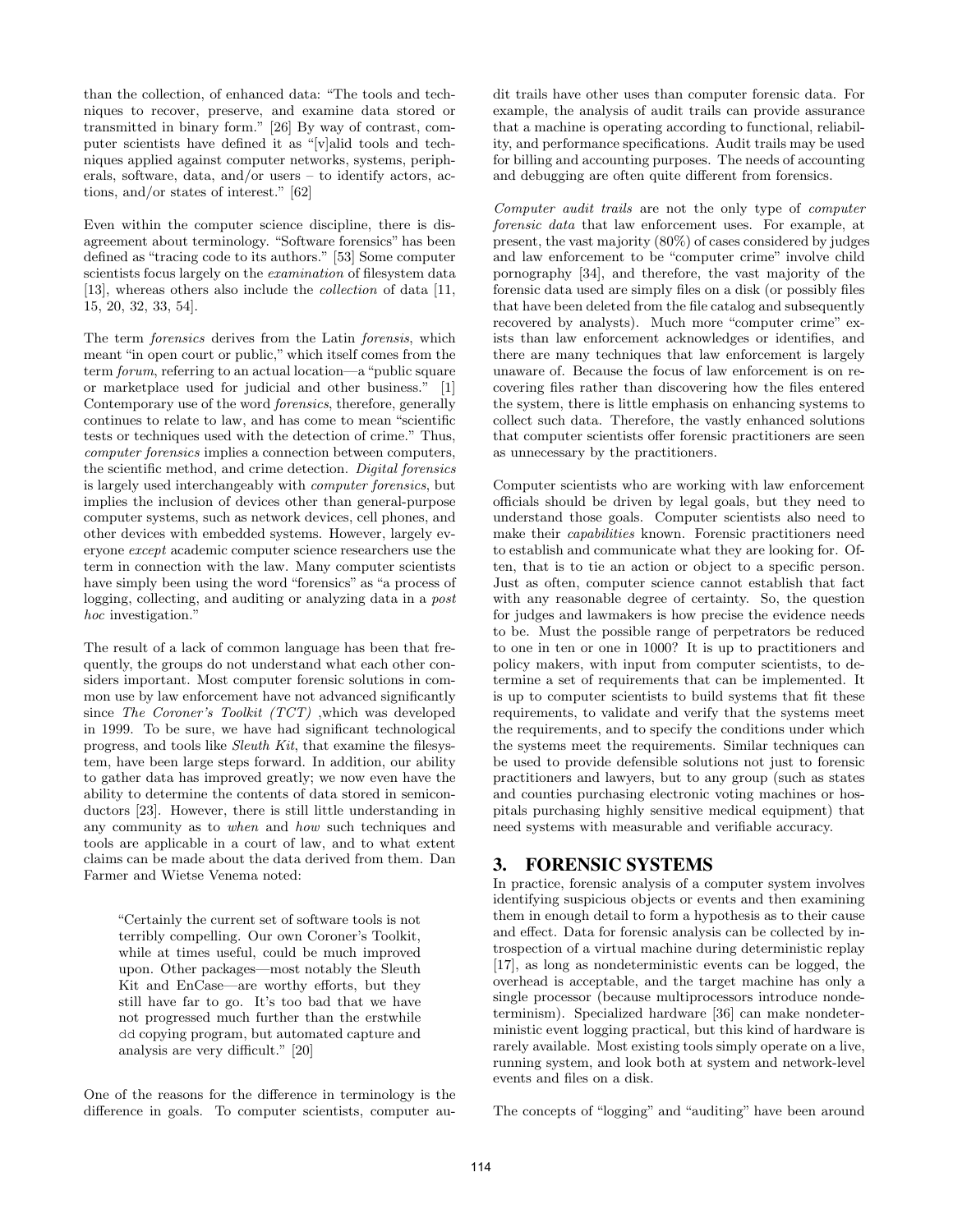than the collection, of enhanced data: "The tools and techniques to recover, preserve, and examine data stored or transmitted in binary form." [26] By way of contrast, computer scientists have defined it as "[v]alid tools and techniques applied against computer networks, systems, peripherals, software, data, and/or users – to identify actors, actions, and/or states of interest." [62]

Even within the computer science discipline, there is disagreement about terminology. "Software forensics" has been defined as "tracing code to its authors." [53] Some computer scientists focus largely on the *examination* of filesystem data [13], whereas others also include the *collection* of data [11, 15, 20, 32, 33, 54].

The term *forensics* derives from the Latin *forensis*, which meant "in open court or public," which itself comes from the term *forum*, referring to an actual location—a "public square or marketplace used for judicial and other business." [1] Contemporary use of the word *forensics*, therefore, generally continues to relate to law, and has come to mean "scientific tests or techniques used with the detection of crime." Thus, *computer forensics* implies a connection between computers, the scientific method, and crime detection. *Digital forensics* is largely used interchangeably with *computer forensics*, but implies the inclusion of devices other than general-purpose computer systems, such as network devices, cell phones, and other devices with embedded systems. However, largely everyone *except* academic computer science researchers use the term in connection with the law. Many computer scientists have simply been using the word "forensics" as "a process of logging, collecting, and auditing or analyzing data in a *post hoc* investigation."

The result of a lack of common language has been that frequently, the groups do not understand what each other considers important. Most computer forensic solutions in common use by law enforcement have not advanced significantly since *The Coroner's Toolkit (TCT)* ,which was developed in 1999. To be sure, we have had significant technological progress, and tools like *Sleuth Kit*, that examine the filesystem, have been large steps forward. In addition, our ability to gather data has improved greatly; we now even have the ability to determine the contents of data stored in semiconductors [23]. However, there is still little understanding in any community as to *when* and *how* such techniques and tools are applicable in a court of law, and to what extent claims can be made about the data derived from them. Dan Farmer and Wietse Venema noted:

> "Certainly the current set of software tools is not terribly compelling. Our own Coroner's Toolkit, while at times useful, could be much improved upon. Other packages—most notably the Sleuth Kit and EnCase—are worthy efforts, but they still have far to go. It's too bad that we have not progressed much further than the erstwhile `dd` copying program, but automated capture and analysis are very difficult." [20]

One of the reasons for the difference in terminology is the difference in goals. To computer scientists, computer audit trails have other uses than computer forensic data. For example, the analysis of audit trails can provide assurance that a machine is operating according to functional, reliability, and performance specifications. Audit trails may be used for billing and accounting purposes. The needs of accounting and debugging are often quite different from forensics.

*Computer audit trails* are not the only type of *computer forensic data* that law enforcement uses. For example, at present, the vast majority (80%) of cases considered by judges and law enforcement to be "computer crime" involve child pornography [34], and therefore, the vast majority of the forensic data used are simply files on a disk (or possibly files that have been deleted from the file catalog and subsequently recovered by analysts). Much more "computer crime" exists than law enforcement acknowledges or identifies, and there are many techniques that law enforcement is largely unaware of. Because the focus of law enforcement is on recovering files rather than discovering how the files entered the system, there is little emphasis on enhancing systems to collect such data. Therefore, the vastly enhanced solutions that computer scientists offer forensic practitioners are seen as unnecessary by the practitioners.

Computer scientists who are working with law enforcement officials should be driven by legal goals, but they need to understand those goals. Computer scientists also need to make their *capabilities* known. Forensic practitioners need to establish and communicate what they are looking for. Often, that is to tie an action or object to a specific person. Just as often, computer science cannot establish that fact with any reasonable degree of certainty. So, the question for judges and lawmakers is how precise the evidence needs to be. Must the possible range of perpetrators be reduced to one in ten or one in 1000? It is up to practitioners and policy makers, with input from computer scientists, to determine a set of requirements that can be implemented. It is up to computer scientists to build systems that fit these requirements, to validate and verify that the systems meet the requirements, and to specify the conditions under which the systems meet the requirements. Similar techniques can be used to provide defensible solutions not just to forensic practitioners and lawyers, but to any group (such as states and counties purchasing electronic voting machines or hospitals purchasing highly sensitive medical equipment) that need systems with measurable and verifiable accuracy.

## 3. FORENSIC SYSTEMS

In practice, forensic analysis of a computer system involves identifying suspicious objects or events and then examining them in enough detail to form a hypothesis as to their cause and effect. Data for forensic analysis can be collected by introspection of a virtual machine during deterministic replay [17], as long as nondeterministic events can be logged, the overhead is acceptable, and the target machine has only a single processor (because multiprocessors introduce nondeterminism). Specialized hardware [36] can make nondeterministic event logging practical, but this kind of hardware is rarely available. Most existing tools simply operate on a live, running system, and look both at system and network-level events and files on a disk.

The concepts of "logging" and "auditing" have been around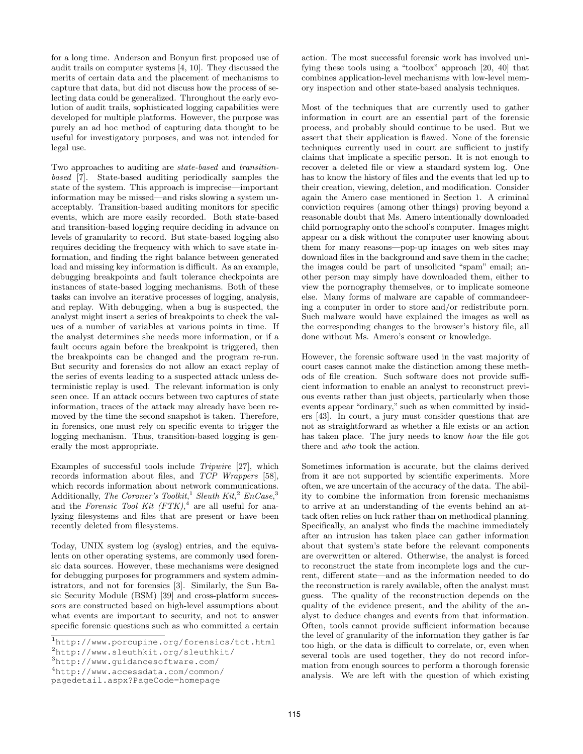for a long time. Anderson and Bonyun first proposed use of audit trails on computer systems [4, 10]. They discussed the merits of certain data and the placement of mechanisms to capture that data, but did not discuss how the process of selecting data could be generalized. Throughout the early evolution of audit trails, sophisticated logging capabilities were developed for multiple platforms. However, the purpose was purely an ad hoc method of capturing data thought to be useful for investigatory purposes, and was not intended for legal use.

Two approaches to auditing are *state-based* and *transition-based* [7]. State-based auditing periodically samples the state of the system. This approach is imprecise—important information may be missed—and risks slowing a system unacceptably. Transition-based auditing monitors for specific events, which are more easily recorded. Both state-based and transition-based logging require deciding in advance on levels of granularity to record. But state-based logging also requires deciding the frequency with which to save state information, and finding the right balance between generated load and missing key information is difficult. As an example, debugging breakpoints and fault tolerance checkpoints are instances of state-based logging mechanisms. Both of these tasks can involve an iterative processes of logging, analysis, and replay. With debugging, when a bug is suspected, the analyst might insert a series of breakpoints to check the values of a number of variables at various points in time. If the analyst determines she needs more information, or if a fault occurs again before the breakpoint is triggered, then the breakpoints can be changed and the program re-run. But security and forensics do not allow an exact replay of the series of events leading to a suspected attack unless deterministic replay is used. The relevant information is only seen once. If an attack occurs between two captures of state information, traces of the attack may already have been removed by the time the second snapshot is taken. Therefore, in forensics, one must rely on specific events to trigger the logging mechanism. Thus, transition-based logging is generally the most appropriate.

Examples of successful tools include *Tripwire* [27], which records information about files, and *TCP Wrappers* [58], which records information about network communications. Additionally, *The Coroner's Toolkit*,[1] *Sleuth Kit*,[2] *EnCase*,[3] and the *Forensic Tool Kit (FTK)*,[4] are all useful for analyzing filesystems and files that are present or have been recently deleted from filesystems.

Today, UNIX system log (syslog) entries, and the equivalents on other operating systems, are commonly used forensic data sources. However, these mechanisms were designed for debugging purposes for programmers and system administrators, and not for forensics [3]. Similarly, the Sun Basic Security Module (BSM) [39] and cross-platform successors are constructed based on high-level assumptions about what events are important to security, and not to answer specific forensic questions such as who committed a certain action. The most successful forensic work has involved unifying these tools using a "toolbox" approach [20, 40] that combines application-level mechanisms with low-level memory inspection and other state-based analysis techniques.

Most of the techniques that are currently used to gather information in court are an essential part of the forensic process, and probably should continue to be used. But we assert that their application is flawed. None of the forensic techniques currently used in court are sufficient to justify claims that implicate a specific person. It is not enough to recover a deleted file or view a standard system log. One has to know the history of files and the events that led up to their creation, viewing, deletion, and modification. Consider again the Amero case mentioned in Section 1. A criminal conviction requires (among other things) proving beyond a reasonable doubt that Ms. Amero intentionally downloaded child pornography onto the school's computer. Images might appear on a disk without the computer user knowing about them for many reasons—pop-up images on web sites may download files in the background and save them in the cache; the images could be part of unsolicited "spam" email; another person may simply have downloaded them, either to view the pornography themselves, or to implicate someone else. Many forms of malware are capable of commandeering a computer in order to store and/or redistribute porn. Such malware would have explained the images as well as the corresponding changes to the browser's history file, all done without Ms. Amero's consent or knowledge.

However, the forensic software used in the vast majority of court cases cannot make the distinction among these methods of file creation. Such software does not provide sufficient information to enable an analyst to reconstruct previous events rather than just objects, particularly when those events appear "ordinary," such as when committed by insiders [43]. In court, a jury must consider questions that are not as straightforward as whether a file exists or an action has taken place. The jury needs to know *how* the file got there and *who* took the action.

Sometimes information is accurate, but the claims derived from it are not supported by scientific experiments. More often, we are uncertain of the accuracy of the data. The ability to combine the information from forensic mechanisms to arrive at an understanding of the events behind an attack often relies on luck rather than on methodical planning. Specifically, an analyst who finds the machine immediately after an intrusion has taken place can gather information about that system's state before the relevant components are overwritten or altered. Otherwise, the analyst is forced to reconstruct the state from incomplete logs and the current, different state—and as the information needed to do the reconstruction is rarely available, often the analyst must guess. The quality of the reconstruction depends on the quality of the evidence present, and the ability of the analyst to deduce changes and events from that information. Often, tools cannot provide sufficient information because the level of granularity of the information they gather is far too high, or the data is difficult to correlate, or, even when several tools are used together, they do not record information from enough sources to perform a thorough forensic analysis. We are left with the question of which existing

[1] http://www.porcupine.org/forensics/tct.html

[2] http://www.sleuthkit.org/sleuthkit/

[3] http://www.guidancesoftware.com/

[4] http://www.accessdata.com/common/pagedetail.aspx?PageCode=homepage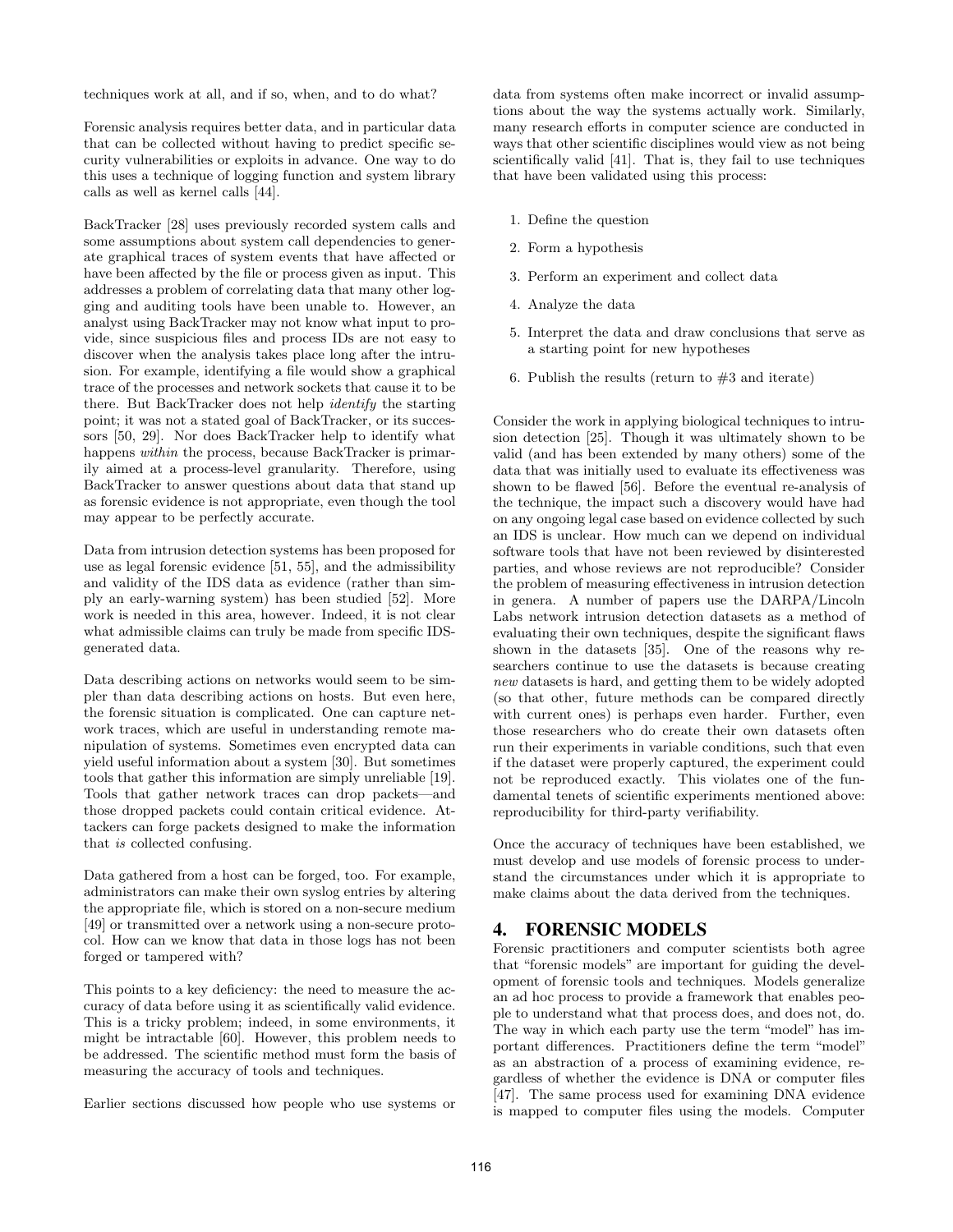techniques work at all, and if so, when, and to do what?

Forensic analysis requires better data, and in particular data that can be collected without having to predict specific security vulnerabilities or exploits in advance. One way to do this uses a technique of logging function and system library calls as well as kernel calls [44].

BackTracker [28] uses previously recorded system calls and some assumptions about system call dependencies to generate graphical traces of system events that have affected or have been affected by the file or process given as input. This addresses a problem of correlating data that many other logging and auditing tools have been unable to. However, an analyst using BackTracker may not know what input to provide, since suspicious files and process IDs are not easy to discover when the analysis takes place long after the intrusion. For example, identifying a file would show a graphical trace of the processes and network sockets that cause it to be there. But BackTracker does not help *identify* the starting point; it was not a stated goal of BackTracker, or its successors [50, 29]. Nor does BackTracker help to identify what happens *within* the process, because BackTracker is primarily aimed at a process-level granularity. Therefore, using BackTracker to answer questions about data that stand up as forensic evidence is not appropriate, even though the tool may appear to be perfectly accurate.

Data from intrusion detection systems has been proposed for use as legal forensic evidence [51, 55], and the admissibility and validity of the IDS data as evidence (rather than simply an early-warning system) has been studied [52]. More work is needed in this area, however. Indeed, it is not clear what admissible claims can truly be made from specific IDS-generated data.

Data describing actions on networks would seem to be simpler than data describing actions on hosts. But even here, the forensic situation is complicated. One can capture network traces, which are useful in understanding remote manipulation of systems. Sometimes even encrypted data can yield useful information about a system [30]. But sometimes tools that gather this information are simply unreliable [19]. Tools that gather network traces can drop packets—and those dropped packets could contain critical evidence. Attackers can forge packets designed to make the information that *is* collected confusing.

Data gathered from a host can be forged, too. For example, administrators can make their own syslog entries by altering the appropriate file, which is stored on a non-secure medium [49] or transmitted over a network using a non-secure protocol. How can we know that data in those logs has not been forged or tampered with?

This points to a key deficiency: the need to measure the accuracy of data before using it as scientifically valid evidence. This is a tricky problem; indeed, in some environments, it might be intractable [60]. However, this problem needs to be addressed. The scientific method must form the basis of measuring the accuracy of tools and techniques.

Earlier sections discussed how people who use systems or data from systems often make incorrect or invalid assumptions about the way the systems actually work. Similarly, many research efforts in computer science are conducted in ways that other scientific disciplines would view as not being scientifically valid [41]. That is, they fail to use techniques that have been validated using this process:

1. Define the question
2. Form a hypothesis
3. Perform an experiment and collect data
4. Analyze the data
5. Interpret the data and draw conclusions that serve as a starting point for new hypotheses
6. Publish the results (return to #3 and iterate)

Consider the work in applying biological techniques to intrusion detection [25]. Though it was ultimately shown to be valid (and has been extended by many others) some of the data that was initially used to evaluate its effectiveness was shown to be flawed [56]. Before the eventual re-analysis of the technique, the impact such a discovery would have had on any ongoing legal case based on evidence collected by such an IDS is unclear. How much can we depend on individual software tools that have not been reviewed by disinterested parties, and whose reviews are not reproducible? Consider the problem of measuring effectiveness in intrusion detection in genera. A number of papers use the DARPA/Lincoln Labs network intrusion detection datasets as a method of evaluating their own techniques, despite the significant flaws shown in the datasets [35]. One of the reasons why researchers continue to use the datasets is because creating *new* datasets is hard, and getting them to be widely adopted (so that other, future methods can be compared directly with current ones) is perhaps even harder. Further, even those researchers who do create their own datasets often run their experiments in variable conditions, such that even if the dataset were properly captured, the experiment could not be reproduced exactly. This violates one of the fundamental tenets of scientific experiments mentioned above: reproducibility for third-party verifiability.

Once the accuracy of techniques have been established, we must develop and use models of forensic process to understand the circumstances under which it is appropriate to make claims about the data derived from the techniques.

## 4. FORENSIC MODELS

Forensic practitioners and computer scientists both agree that "forensic models" are important for guiding the development of forensic tools and techniques. Models generalize an ad hoc process to provide a framework that enables people to understand what that process does, and does not, do. The way in which each party use the term "model" has important differences. Practitioners define the term "model" as an abstraction of a process of examining evidence, regardless of whether the evidence is DNA or computer files [47]. The same process used for examining DNA evidence is mapped to computer files using the models. Computer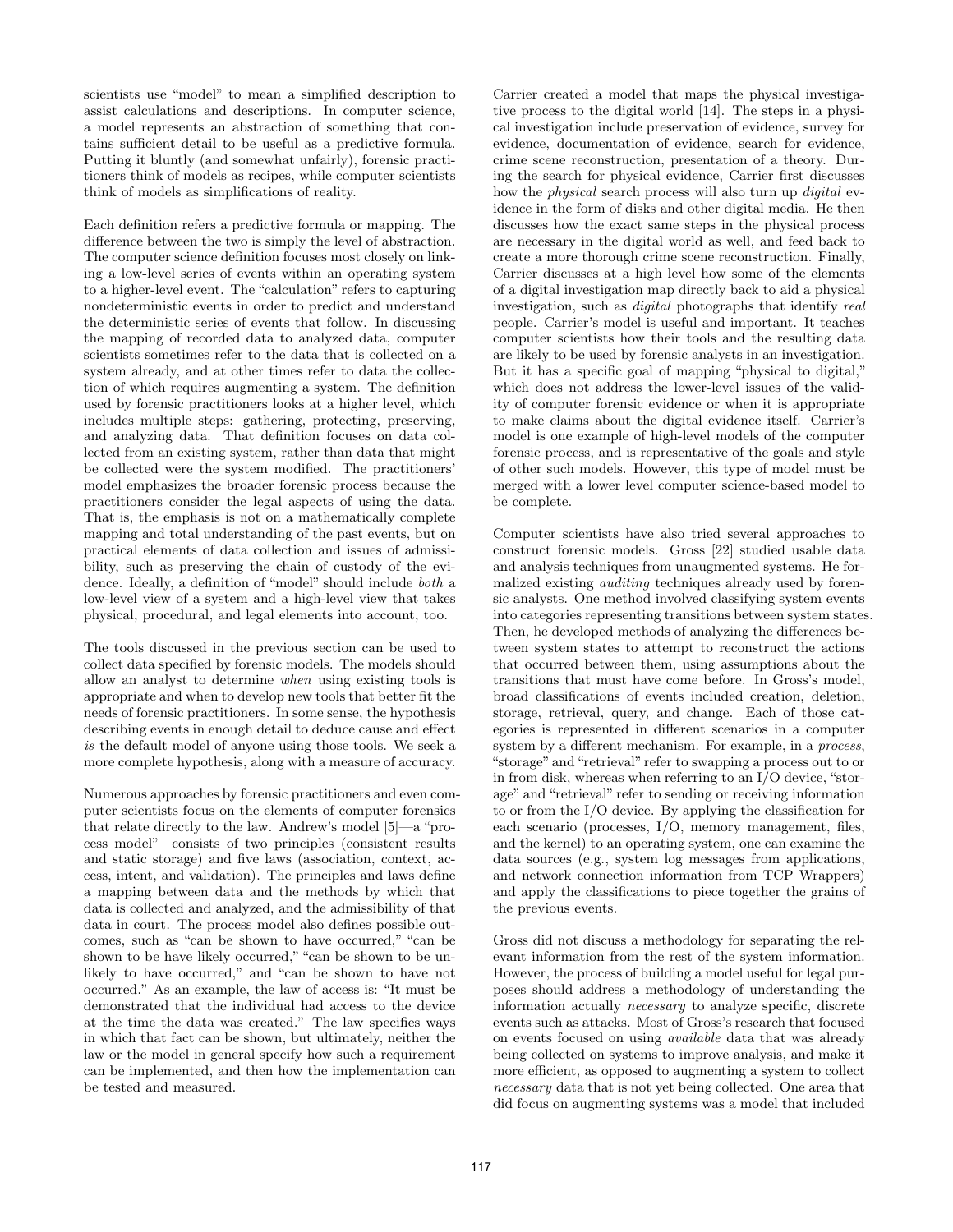scientists use "model" to mean a simplified description to assist calculations and descriptions. In computer science, a model represents an abstraction of something that contains sufficient detail to be useful as a predictive formula. Putting it bluntly (and somewhat unfairly), forensic practitioners think of models as recipes, while computer scientists think of models as simplifications of reality.

Each definition refers a predictive formula or mapping. The difference between the two is simply the level of abstraction. The computer science definition focuses most closely on linking a low-level series of events within an operating system to a higher-level event. The "calculation" refers to capturing nondeterministic events in order to predict and understand the deterministic series of events that follow. In discussing the mapping of recorded data to analyzed data, computer scientists sometimes refer to the data that is collected on a system already, and at other times refer to data the collection of which requires augmenting a system. The definition used by forensic practitioners looks at a higher level, which includes multiple steps: gathering, protecting, preserving, and analyzing data. That definition focuses on data collected from an existing system, rather than data that might be collected were the system modified. The practitioners' model emphasizes the broader forensic process because the practitioners consider the legal aspects of using the data. That is, the emphasis is not on a mathematically complete mapping and total understanding of the past events, but on practical elements of data collection and issues of admissibility, such as preserving the chain of custody of the evidence. Ideally, a definition of "model" should include *both* a low-level view of a system and a high-level view that takes physical, procedural, and legal elements into account, too.

The tools discussed in the previous section can be used to collect data specified by forensic models. The models should allow an analyst to determine *when* using existing tools is appropriate and when to develop new tools that better fit the needs of forensic practitioners. In some sense, the hypothesis describing events in enough detail to deduce cause and effect *is* the default model of anyone using those tools. We seek a more complete hypothesis, along with a measure of accuracy.

Numerous approaches by forensic practitioners and even computer scientists focus on the elements of computer forensics that relate directly to the law. Andrew's model [5]—a "process model"—consists of two principles (consistent results and static storage) and five laws (association, context, access, intent, and validation). The principles and laws define a mapping between data and the methods by which that data is collected and analyzed, and the admissibility of that data in court. The process model also defines possible outcomes, such as "can be shown to have occurred," "can be shown to be have likely occurred," "can be shown to be unlikely to have occurred," and "can be shown to have not occurred." As an example, the law of access is: "It must be demonstrated that the individual had access to the device at the time the data was created." The law specifies ways in which that fact can be shown, but ultimately, neither the law or the model in general specify how such a requirement can be implemented, and then how the implementation can be tested and measured.

Carrier created a model that maps the physical investigative process to the digital world [14]. The steps in a physical investigation include preservation of evidence, survey for evidence, documentation of evidence, search for evidence, crime scene reconstruction, presentation of a theory. During the search for physical evidence, Carrier first discusses how the *physical* search process will also turn up *digital* evidence in the form of disks and other digital media. He then discusses how the exact same steps in the physical process are necessary in the digital world as well, and feed back to create a more thorough crime scene reconstruction. Finally, Carrier discusses at a high level how some of the elements of a digital investigation map directly back to aid a physical investigation, such as *digital* photographs that identify *real* people. Carrier's model is useful and important. It teaches computer scientists how their tools and the resulting data are likely to be used by forensic analysts in an investigation. But it has a specific goal of mapping "physical to digital," which does not address the lower-level issues of the validity of computer forensic evidence or when it is appropriate to make claims about the digital evidence itself. Carrier's model is one example of high-level models of the computer forensic process, and is representative of the goals and style of other such models. However, this type of model must be merged with a lower level computer science-based model to be complete.

Computer scientists have also tried several approaches to construct forensic models. Gross [22] studied usable data and analysis techniques from unaugmented systems. He formalized existing *auditing* techniques already used by forensic analysts. One method involved classifying system events into categories representing transitions between system states. Then, he developed methods of analyzing the differences between system states to attempt to reconstruct the actions that occurred between them, using assumptions about the transitions that must have come before. In Gross's model, broad classifications of events included creation, deletion, storage, retrieval, query, and change. Each of those categories is represented in different scenarios in a computer system by a different mechanism. For example, in a *process*, "storage" and "retrieval" refer to swapping a process out to or in from disk, whereas when referring to an I/O device, "storage" and "retrieval" refer to sending or receiving information to or from the I/O device. By applying the classification for each scenario (processes, I/O, memory management, files, and the kernel) to an operating system, one can examine the data sources (e.g., system log messages from applications, and network connection information from TCP Wrappers) and apply the classifications to piece together the grains of the previous events.

Gross did not discuss a methodology for separating the relevant information from the rest of the system information. However, the process of building a model useful for legal purposes should address a methodology of understanding the information actually *necessary* to analyze specific, discrete events such as attacks. Most of Gross's research that focused on events focused on using *available* data that was already being collected on systems to improve analysis, and make it more efficient, as opposed to augmenting a system to collect *necessary* data that is not yet being collected. One area that did focus on augmenting systems was a model that included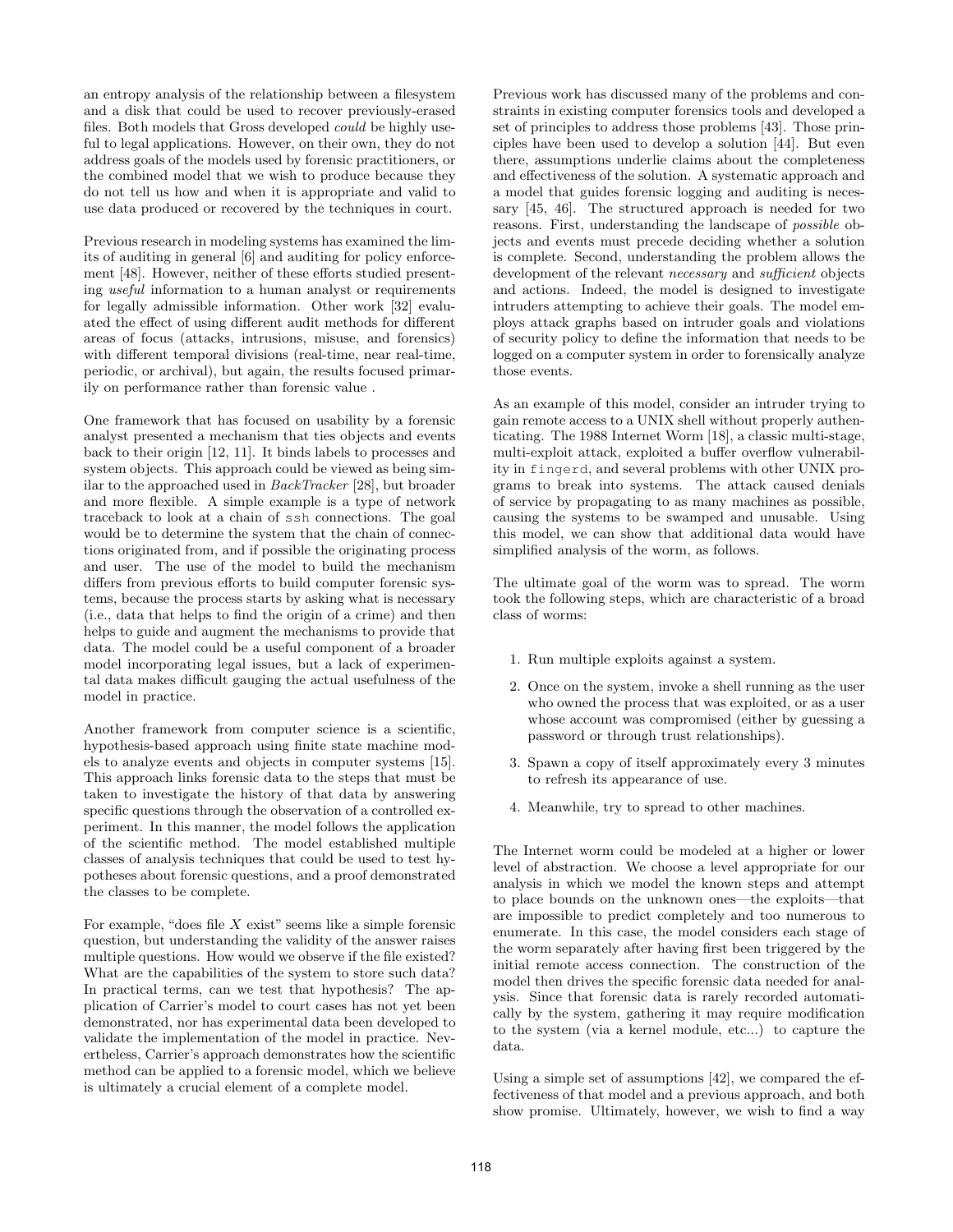an entropy analysis of the relationship between a filesystem and a disk that could be used to recover previously-erased files. Both models that Gross developed *could* be highly useful to legal applications. However, on their own, they do not address goals of the models used by forensic practitioners, or the combined model that we wish to produce because they do not tell us how and when it is appropriate and valid to use data produced or recovered by the techniques in court.

Previous research in modeling systems has examined the limits of auditing in general [6] and auditing for policy enforcement [48]. However, neither of these efforts studied presenting *useful* information to a human analyst or requirements for legally admissible information. Other work [32] evaluated the effect of using different audit methods for different areas of focus (attacks, intrusions, misuse, and forensics) with different temporal divisions (real-time, near real-time, periodic, or archival), but again, the results focused primarily on performance rather than forensic value .

One framework that has focused on usability by a forensic analyst presented a mechanism that ties objects and events back to their origin [12, 11]. It binds labels to processes and system objects. This approach could be viewed as being similar to the approached used in *BackTracker* [28], but broader and more flexible. A simple example is a type of network traceback to look at a chain of `ssh` connections. The goal would be to determine the system that the chain of connections originated from, and if possible the originating process and user. The use of the model to build the mechanism differs from previous efforts to build computer forensic systems, because the process starts by asking what is necessary (i.e., data that helps to find the origin of a crime) and then helps to guide and augment the mechanisms to provide that data. The model could be a useful component of a broader model incorporating legal issues, but a lack of experimental data makes difficult gauging the actual usefulness of the model in practice.

Another framework from computer science is a scientific, hypothesis-based approach using finite state machine models to analyze events and objects in computer systems [15]. This approach links forensic data to the steps that must be taken to investigate the history of that data by answering specific questions through the observation of a controlled experiment. In this manner, the model follows the application of the scientific method. The model established multiple classes of analysis techniques that could be used to test hypotheses about forensic questions, and a proof demonstrated the classes to be complete.

For example, "does file $X$ exist" seems like a simple forensic question, but understanding the validity of the answer raises multiple questions. How would we observe if the file existed? What are the capabilities of the system to store such data? In practical terms, can we test that hypothesis? The application of Carrier's model to court cases has not yet been demonstrated, nor has experimental data been developed to validate the implementation of the model in practice. Nevertheless, Carrier's approach demonstrates how the scientific method can be applied to a forensic model, which we believe is ultimately a crucial element of a complete model.

Previous work has discussed many of the problems and constraints in existing computer forensics tools and developed a set of principles to address those problems [43]. Those principles have been used to develop a solution [44]. But even there, assumptions underlie claims about the completeness and effectiveness of the solution. A systematic approach and a model that guides forensic logging and auditing is necessary [45, 46]. The structured approach is needed for two reasons. First, understanding the landscape of *possible* objects and events must precede deciding whether a solution is complete. Second, understanding the problem allows the development of the relevant *necessary* and *sufficient* objects and actions. Indeed, the model is designed to investigate intruders attempting to achieve their goals. The model employs attack graphs based on intruder goals and violations of security policy to define the information that needs to be logged on a computer system in order to forensically analyze those events.

As an example of this model, consider an intruder trying to gain remote access to a UNIX shell without properly authenticating. The 1988 Internet Worm [18], a classic multi-stage, multi-exploit attack, exploited a buffer overflow vulnerability in `fingerd`, and several problems with other UNIX programs to break into systems. The attack caused denials of service by propagating to as many machines as possible, causing the systems to be swamped and unusable. Using this model, we can show that additional data would have simplified analysis of the worm, as follows.

The ultimate goal of the worm was to spread. The worm took the following steps, which are characteristic of a broad class of worms:

1. Run multiple exploits against a system.
2. Once on the system, invoke a shell running as the user who owned the process that was exploited, or as a user whose account was compromised (either by guessing a password or through trust relationships).
3. Spawn a copy of itself approximately every 3 minutes to refresh its appearance of use.
4. Meanwhile, try to spread to other machines.

The Internet worm could be modeled at a higher or lower level of abstraction. We choose a level appropriate for our analysis in which we model the known steps and attempt to place bounds on the unknown ones—the exploits—that are impossible to predict completely and too numerous to enumerate. In this case, the model considers each stage of the worm separately after having first been triggered by the initial remote access connection. The construction of the model then drives the specific forensic data needed for analysis. Since that forensic data is rarely recorded automatically by the system, gathering it may require modification to the system (via a kernel module, etc...) to capture the data.

Using a simple set of assumptions [42], we compared the effectiveness of that model and a previous approach, and both show promise. Ultimately, however, we wish to find a way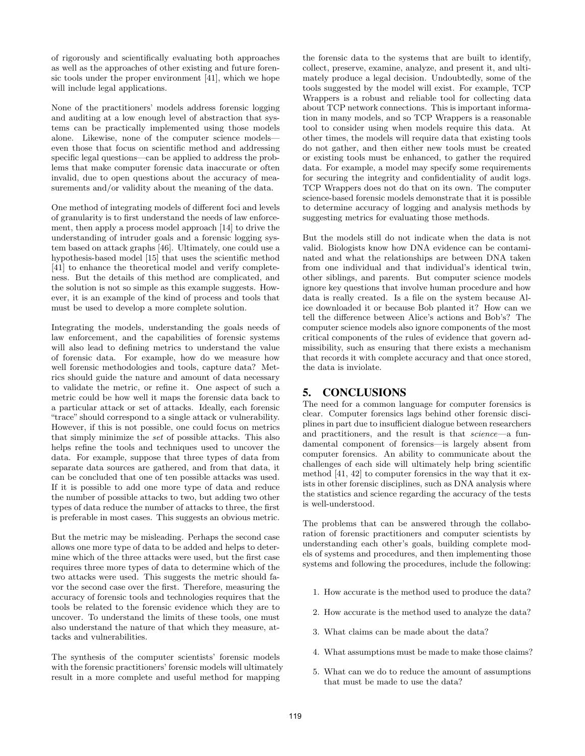of rigorously and scientifically evaluating both approaches as well as the approaches of other existing and future forensic tools under the proper environment [41], which we hope will include legal applications.

None of the practitioners' models address forensic logging and auditing at a low enough level of abstraction that systems can be practically implemented using those models alone. Likewise, none of the computer science models—even those that focus on scientific method and addressing specific legal questions—can be applied to address the problems that make computer forensic data inaccurate or often invalid, due to open questions about the accuracy of measurements and/or validity about the meaning of the data.

One method of integrating models of different foci and levels of granularity is to first understand the needs of law enforcement, then apply a process model approach [14] to drive the understanding of intruder goals and a forensic logging system based on attack graphs [46]. Ultimately, one could use a hypothesis-based model [15] that uses the scientific method [41] to enhance the theoretical model and verify completeness. But the details of this method are complicated, and the solution is not so simple as this example suggests. However, it is an example of the kind of process and tools that must be used to develop a more complete solution.

Integrating the models, understanding the goals needs of law enforcement, and the capabilities of forensic systems will also lead to defining metrics to understand the value of forensic data. For example, how do we measure how well forensic methodologies and tools, capture data? Metrics should guide the nature and amount of data necessary to validate the metric, or refine it. One aspect of such a metric could be how well it maps the forensic data back to a particular attack or set of attacks. Ideally, each forensic "trace" should correspond to a single attack or vulnerability. However, if this is not possible, one could focus on metrics that simply minimize the *set* of possible attacks. This also helps refine the tools and techniques used to uncover the data. For example, suppose that three types of data from separate data sources are gathered, and from that data, it can be concluded that one of ten possible attacks was used. If it is possible to add one more type of data and reduce the number of possible attacks to two, but adding two other types of data reduce the number of attacks to three, the first is preferable in most cases. This suggests an obvious metric.

But the metric may be misleading. Perhaps the second case allows one more type of data to be added and helps to determine which of the three attacks were used, but the first case requires three more types of data to determine which of the two attacks were used. This suggests the metric should favor the second case over the first. Therefore, measuring the accuracy of forensic tools and technologies requires that the tools be related to the forensic evidence which they are to uncover. To understand the limits of these tools, one must also understand the nature of that which they measure, attacks and vulnerabilities.

The synthesis of the computer scientists' forensic models with the forensic practitioners' forensic models will ultimately result in a more complete and useful method for mapping the forensic data to the systems that are built to identify, collect, preserve, examine, analyze, and present it, and ultimately produce a legal decision. Undoubtedly, some of the tools suggested by the model will exist. For example, TCP Wrappers is a robust and reliable tool for collecting data about TCP network connections. This is important information in many models, and so TCP Wrappers is a reasonable tool to consider using when models require this data. At other times, the models will require data that existing tools do not gather, and then either new tools must be created or existing tools must be enhanced, to gather the required data. For example, a model may specify some requirements for securing the integrity and confidentiality of audit logs. TCP Wrappers does not do that on its own. The computer science-based forensic models demonstrate that it is possible to determine accuracy of logging and analysis methods by suggesting metrics for evaluating those methods.

But the models still do not indicate when the data is not valid. Biologists know how DNA evidence can be contaminated and what the relationships are between DNA taken from one individual and that individual's identical twin, other siblings, and parents. But computer science models ignore key questions that involve human procedure and how data is really created. Is a file on the system because Alice downloaded it or because Bob planted it? How can we tell the difference between Alice's actions and Bob's? The computer science models also ignore components of the most critical components of the rules of evidence that govern admissibility, such as ensuring that there exists a mechanism that records it with complete accuracy and that once stored, the data is inviolate.

## 5. CONCLUSIONS

The need for a common language for computer forensics is clear. Computer forensics lags behind other forensic disciplines in part due to insufficient dialogue between researchers and practitioners, and the result is that *science*—a fundamental component of forensics—is largely absent from computer forensics. An ability to communicate about the challenges of each side will ultimately help bring scientific method [41, 42] to computer forensics in the way that it exists in other forensic disciplines, such as DNA analysis where the statistics and science regarding the accuracy of the tests is well-understood.

The problems that can be answered through the collaboration of forensic practitioners and computer scientists by understanding each other's goals, building complete models of systems and procedures, and then implementing those systems and following the procedures, include the following:

1. How accurate is the method used to produce the data?
2. How accurate is the method used to analyze the data?
3. What claims can be made about the data?
4. What assumptions must be made to make those claims?
5. What can we do to reduce the amount of assumptions that must be made to use the data?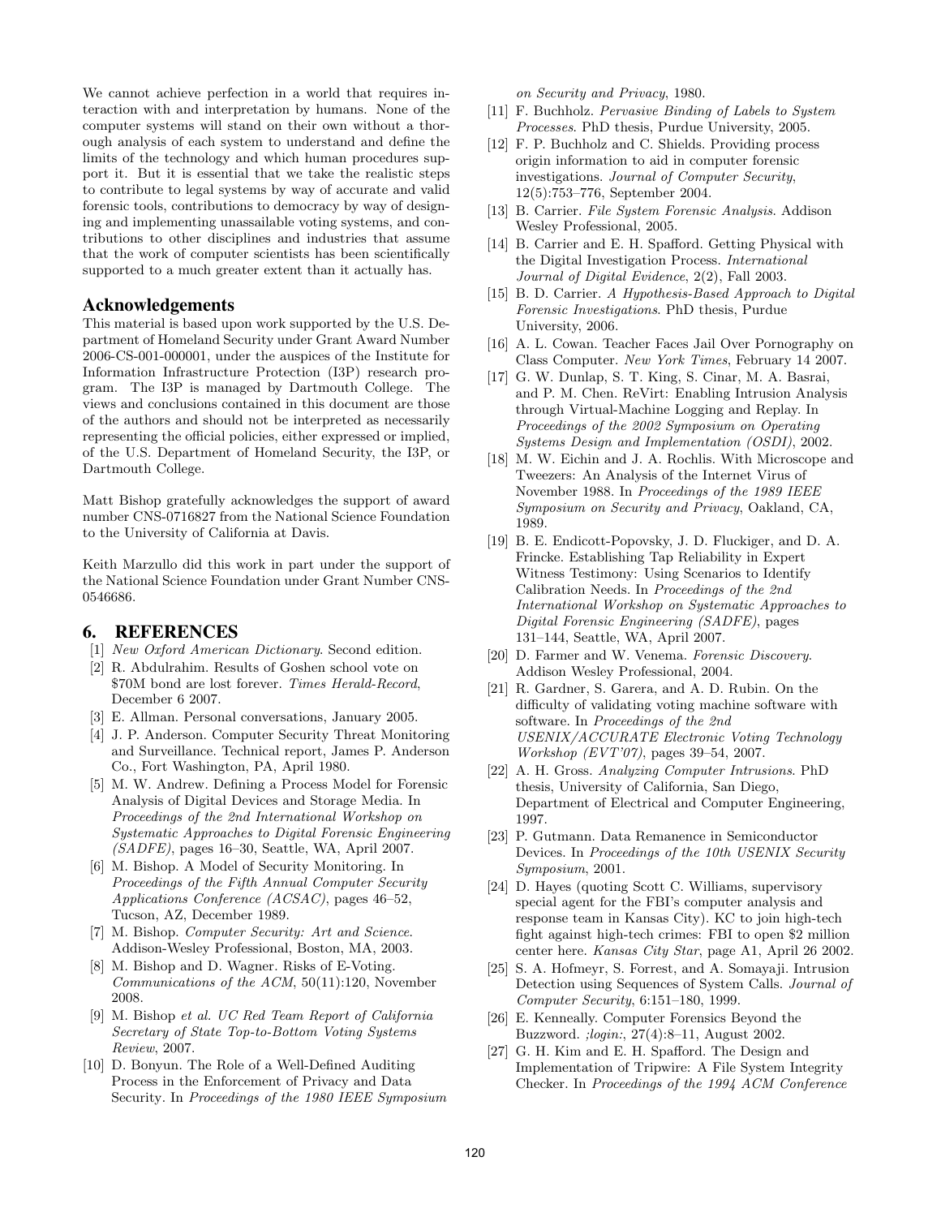We cannot achieve perfection in a world that requires interaction with and interpretation by humans. None of the computer systems will stand on their own without a thorough analysis of each system to understand and define the limits of the technology and which human procedures support it. But it is essential that we take the realistic steps to contribute to legal systems by way of accurate and valid forensic tools, contributions to democracy by way of designing and implementing unassailable voting systems, and contributions to other disciplines and industries that assume that the work of computer scientists has been scientifically supported to a much greater extent than it actually has.

## Acknowledgements

This material is based upon work supported by the U.S. Department of Homeland Security under Grant Award Number 2006-CS-001-000001, under the auspices of the Institute for Information Infrastructure Protection (I3P) research program. The I3P is managed by Dartmouth College. The views and conclusions contained in this document are those of the authors and should not be interpreted as necessarily representing the official policies, either expressed or implied, of the U.S. Department of Homeland Security, the I3P, or Dartmouth College.

Matt Bishop gratefully acknowledges the support of award number CNS-0716827 from the National Science Foundation to the University of California at Davis.

Keith Marzullo did this work in part under the support of the National Science Foundation under Grant Number CNS-0546686.

## 6. REFERENCES

[1] *New Oxford American Dictionary*. Second edition.

[2] R. Abdulrahim. Results of Goshen school vote on $70M bond are lost forever. *Times Herald-Record*, December 6 2007.

[3] E. Allman. Personal conversations, January 2005.

[4] J. P. Anderson. Computer Security Threat Monitoring and Surveillance. Technical report, James P. Anderson Co., Fort Washington, PA, April 1980.

[5] M. W. Andrew. Defining a Process Model for Forensic Analysis of Digital Devices and Storage Media. In *Proceedings of the 2nd International Workshop on Systematic Approaches to Digital Forensic Engineering (SADFE)*, pages 16–30, Seattle, WA, April 2007.

[6] M. Bishop. A Model of Security Monitoring. In *Proceedings of the Fifth Annual Computer Security Applications Conference (ACSAC)*, pages 46–52, Tucson, AZ, December 1989.

[7] M. Bishop. *Computer Security: Art and Science*. Addison-Wesley Professional, Boston, MA, 2003.

[8] M. Bishop and D. Wagner. Risks of E-Voting. *Communications of the ACM*, 50(11):120, November 2008.

[9] M. Bishop *et al. UC Red Team Report of California Secretary of State Top-to-Bottom Voting Systems Review*, 2007.

[10] D. Bonyun. The Role of a Well-Defined Auditing Process in the Enforcement of Privacy and Data Security. In *Proceedings of the 1980 IEEE Symposium on Security and Privacy*, 1980.

[11] F. Buchholz. *Pervasive Binding of Labels to System Processes*. PhD thesis, Purdue University, 2005.

[12] F. P. Buchholz and C. Shields. Providing process origin information to aid in computer forensic investigations. *Journal of Computer Security*, 12(5):753–776, September 2004.

[13] B. Carrier. *File System Forensic Analysis*. Addison Wesley Professional, 2005.

[14] B. Carrier and E. H. Spafford. Getting Physical with the Digital Investigation Process. *International Journal of Digital Evidence*, 2(2), Fall 2003.

[15] B. D. Carrier. *A Hypothesis-Based Approach to Digital Forensic Investigations*. PhD thesis, Purdue University, 2006.

[16] A. L. Cowan. Teacher Faces Jail Over Pornography on Class Computer. *New York Times*, February 14 2007.

[17] G. W. Dunlap, S. T. King, S. Cinar, M. A. Basrai, and P. M. Chen. ReVirt: Enabling Intrusion Analysis through Virtual-Machine Logging and Replay. In *Proceedings of the 2002 Symposium on Operating Systems Design and Implementation (OSDI)*, 2002.

[18] M. W. Eichin and J. A. Rochlis. With Microscope and Tweezers: An Analysis of the Internet Virus of November 1988. In *Proceedings of the 1989 IEEE Symposium on Security and Privacy*, Oakland, CA, 1989.

[19] B. E. Endicott-Popovsky, J. D. Fluckiger, and D. A. Frincke. Establishing Tap Reliability in Expert Witness Testimony: Using Scenarios to Identify Calibration Needs. In *Proceedings of the 2nd International Workshop on Systematic Approaches to Digital Forensic Engineering (SADFE)*, pages 131–144, Seattle, WA, April 2007.

[20] D. Farmer and W. Venema. *Forensic Discovery*. Addison Wesley Professional, 2004.

[21] R. Gardner, S. Garera, and A. D. Rubin. On the difficulty of validating voting machine software with software. In *Proceedings of the 2nd USENIX/ACCURATE Electronic Voting Technology Workshop (EVT'07)*, pages 39–54, 2007.

[22] A. H. Gross. *Analyzing Computer Intrusions*. PhD thesis, University of California, San Diego, Department of Electrical and Computer Engineering, 1997.

[23] P. Gutmann. Data Remanence in Semiconductor Devices. In *Proceedings of the 10th USENIX Security Symposium*, 2001.

[24] D. Hayes (quoting Scott C. Williams, supervisory special agent for the FBI's computer analysis and response team in Kansas City). KC to join high-tech fight against high-tech crimes: FBI to open $2 million center here. *Kansas City Star*, page A1, April 26 2002.

[25] S. A. Hofmeyr, S. Forrest, and A. Somayaji. Intrusion Detection using Sequences of System Calls. *Journal of Computer Security*, 6:151–180, 1999.

[26] E. Kenneally. Computer Forensics Beyond the Buzzword. *;login:*, 27(4):8–11, August 2002.

[27] G. H. Kim and E. H. Spafford. The Design and Implementation of Tripwire: A File System Integrity Checker. In *Proceedings of the 1994 ACM Conference*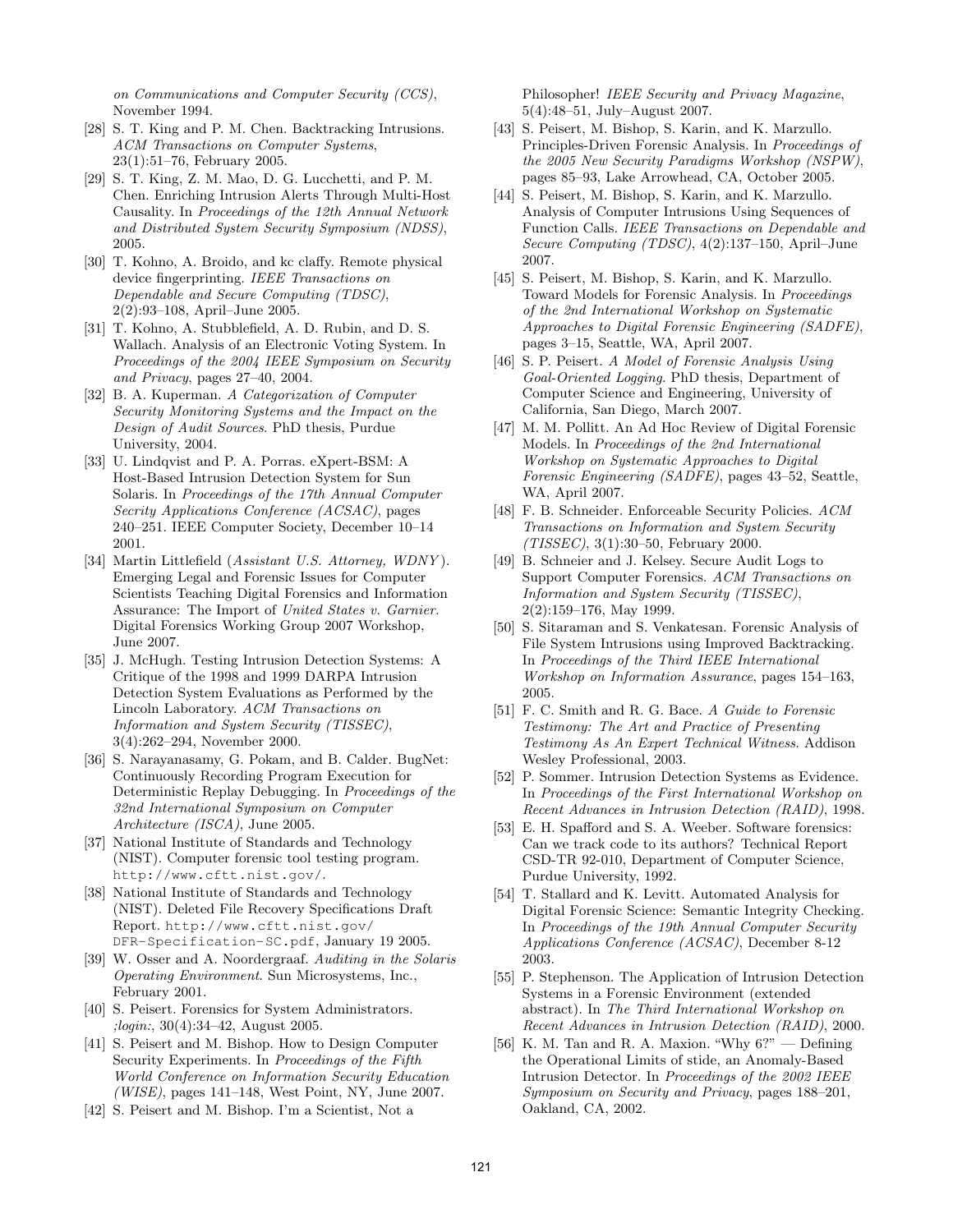*on Communications and Computer Security (CCS)*, November 1994.

[28] S. T. King and P. M. Chen. Backtracking Intrusions. *ACM Transactions on Computer Systems*, 23(1):51–76, February 2005.

[29] S. T. King, Z. M. Mao, D. G. Lucchetti, and P. M. Chen. Enriching Intrusion Alerts Through Multi-Host Causality. In *Proceedings of the 12th Annual Network and Distributed System Security Symposium (NDSS)*, 2005.

[30] T. Kohno, A. Broido, and kc claffy. Remote physical device fingerprinting. *IEEE Transactions on Dependable and Secure Computing (TDSC)*, 2(2):93–108, April–June 2005.

[31] T. Kohno, A. Stubblefield, A. D. Rubin, and D. S. Wallach. Analysis of an Electronic Voting System. In *Proceedings of the 2004 IEEE Symposium on Security and Privacy*, pages 27–40, 2004.

[32] B. A. Kuperman. *A Categorization of Computer Security Monitoring Systems and the Impact on the Design of Audit Sources*. PhD thesis, Purdue University, 2004.

[33] U. Lindqvist and P. A. Porras. eXpert-BSM: A Host-Based Intrusion Detection System for Sun Solaris. In *Proceedings of the 17th Annual Computer Secrity Applications Conference (ACSAC)*, pages 240–251. IEEE Computer Society, December 10–14 2001.

[34] Martin Littlefield (*Assistant U.S. Attorney, WDNY*). Emerging Legal and Forensic Issues for Computer Scientists Teaching Digital Forensics and Information Assurance: The Import of *United States v. Garnier*. Digital Forensics Working Group 2007 Workshop, June 2007.

[35] J. McHugh. Testing Intrusion Detection Systems: A Critique of the 1998 and 1999 DARPA Intrusion Detection System Evaluations as Performed by the Lincoln Laboratory. *ACM Transactions on Information and System Security (TISSEC)*, 3(4):262–294, November 2000.

[36] S. Narayanasamy, G. Pokam, and B. Calder. BugNet: Continuously Recording Program Execution for Deterministic Replay Debugging. In *Proceedings of the 32nd International Symposium on Computer Architecture (ISCA)*, June 2005.

[37] National Institute of Standards and Technology (NIST). Computer forensic tool testing program. http://www.cftt.nist.gov/.

[38] National Institute of Standards and Technology (NIST). Deleted File Recovery Specifications Draft Report. http://www.cftt.nist.gov/DFR-Specification-SC.pdf, January 19 2005.

[39] W. Osser and A. Noordergraaf. *Auditing in the Solaris Operating Environment*. Sun Microsystems, Inc., February 2001.

[40] S. Peisert. Forensics for System Administrators. *;login:*, 30(4):34–42, August 2005.

[41] S. Peisert and M. Bishop. How to Design Computer Security Experiments. In *Proceedings of the Fifth World Conference on Information Security Education (WISE)*, pages 141–148, West Point, NY, June 2007.

[42] S. Peisert and M. Bishop. I'm a Scientist, Not a Philosopher! *IEEE Security and Privacy Magazine*, 5(4):48–51, July–August 2007.

[43] S. Peisert, M. Bishop, S. Karin, and K. Marzullo. Principles-Driven Forensic Analysis. In *Proceedings of the 2005 New Security Paradigms Workshop (NSPW)*, pages 85–93, Lake Arrowhead, CA, October 2005.

[44] S. Peisert, M. Bishop, S. Karin, and K. Marzullo. Analysis of Computer Intrusions Using Sequences of Function Calls. *IEEE Transactions on Dependable and Secure Computing (TDSC)*, 4(2):137–150, April–June 2007.

[45] S. Peisert, M. Bishop, S. Karin, and K. Marzullo. Toward Models for Forensic Analysis. In *Proceedings of the 2nd International Workshop on Systematic Approaches to Digital Forensic Engineering (SADFE)*, pages 3–15, Seattle, WA, April 2007.

[46] S. P. Peisert. *A Model of Forensic Analysis Using Goal-Oriented Logging*. PhD thesis, Department of Computer Science and Engineering, University of California, San Diego, March 2007.

[47] M. M. Pollitt. An Ad Hoc Review of Digital Forensic Models. In *Proceedings of the 2nd International Workshop on Systematic Approaches to Digital Forensic Engineering (SADFE)*, pages 43–52, Seattle, WA, April 2007.

[48] F. B. Schneider. Enforceable Security Policies. *ACM Transactions on Information and System Security (TISSEC)*, 3(1):30–50, February 2000.

[49] B. Schneier and J. Kelsey. Secure Audit Logs to Support Computer Forensics. *ACM Transactions on Information and System Security (TISSEC)*, 2(2):159–176, May 1999.

[50] S. Sitaraman and S. Venkatesan. Forensic Analysis of File System Intrusions using Improved Backtracking. In *Proceedings of the Third IEEE International Workshop on Information Assurance*, pages 154–163, 2005.

[51] F. C. Smith and R. G. Bace. *A Guide to Forensic Testimony: The Art and Practice of Presenting Testimony As An Expert Technical Witness*. Addison Wesley Professional, 2003.

[52] P. Sommer. Intrusion Detection Systems as Evidence. In *Proceedings of the First International Workshop on Recent Advances in Intrusion Detection (RAID)*, 1998.

[53] E. H. Spafford and S. A. Weeber. Software forensics: Can we track code to its authors? Technical Report CSD-TR 92-010, Department of Computer Science, Purdue University, 1992.

[54] T. Stallard and K. Levitt. Automated Analysis for Digital Forensic Science: Semantic Integrity Checking. In *Proceedings of the 19th Annual Computer Security Applications Conference (ACSAC)*, December 8-12 2003.

[55] P. Stephenson. The Application of Intrusion Detection Systems in a Forensic Environment (extended abstract). In *The Third International Workshop on Recent Advances in Intrusion Detection (RAID)*, 2000.

[56] K. M. Tan and R. A. Maxion. "Why 6?" — Defining the Operational Limits of stide, an Anomaly-Based Intrusion Detector. In *Proceedings of the 2002 IEEE Symposium on Security and Privacy*, pages 188–201, Oakland, CA, 2002.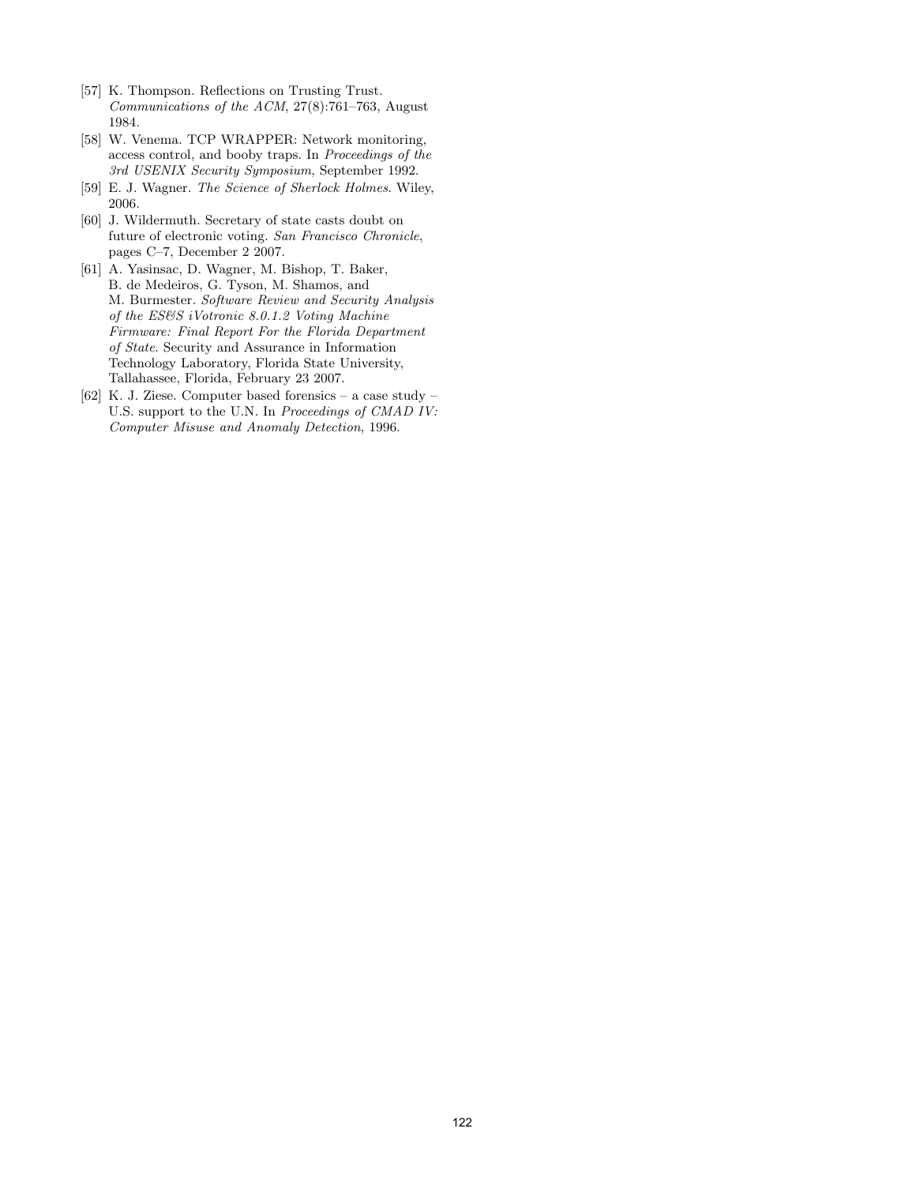[57] K. Thompson. Reflections on Trusting Trust. *Communications of the ACM*, 27(8):761–763, August 1984.

[58] W. Venema. TCP WRAPPER: Network monitoring, access control, and booby traps. In *Proceedings of the 3rd USENIX Security Symposium*, September 1992.

[59] E. J. Wagner. *The Science of Sherlock Holmes*. Wiley, 2006.

[60] J. Wildermuth. Secretary of state casts doubt on future of electronic voting. *San Francisco Chronicle*, pages C–7, December 2 2007.

[61] A. Yasinsac, D. Wagner, M. Bishop, T. Baker, B. de Medeiros, G. Tyson, M. Shamos, and M. Burmester. *Software Review and Security Analysis of the ES&S iVotronic 8.0.1.2 Voting Machine Firmware: Final Report For the Florida Department of State*. Security and Assurance in Information Technology Laboratory, Florida State University, Tallahassee, Florida, February 23 2007.

[62] K. J. Ziese. Computer based forensics – a case study – U.S. support to the U.N. In *Proceedings of CMAD IV: Computer Misuse and Anomaly Detection*, 1996.